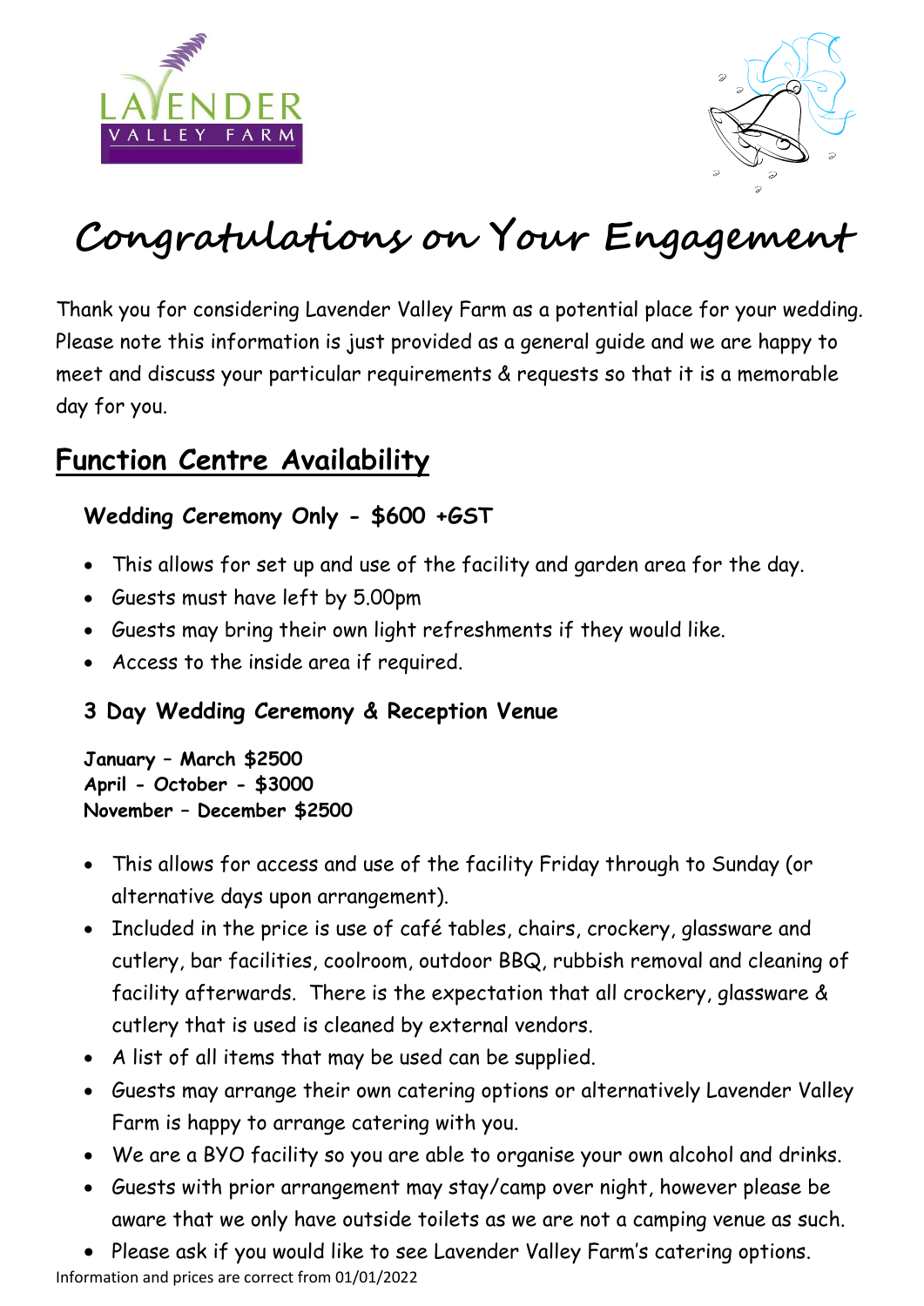# Congratulations on Your Engagement

Thank you for considering Lavender Valley Farm as a potential place for your wedding. Please note this information is just provided as a general guide and we are happy to meet and discuss your particular requirements & requests so that it is a memorable day for you.

## Function Centre Availability

### Wedding Ceremony Only - $600 +GST

- This allows for set up and use of the facility and garden area for the day.
- Guests must have left by 5.00pm
- Guests may bring their own light refreshments if they would like.
- Access to the inside area if required.

### 3 Day Wedding Ceremony & Reception Venue

**January – March $2500**
**April - October - $3000**
**November – December $2500**

- This allows for access and use of the facility Friday through to Sunday (or alternative days upon arrangement).
- Included in the price is use of café tables, chairs, crockery, glassware and cutlery, bar facilities, coolroom, outdoor BBQ, rubbish removal and cleaning of facility afterwards. There is the expectation that all crockery, glassware & cutlery that is used is cleaned by external vendors.
- A list of all items that may be used can be supplied.
- Guests may arrange their own catering options or alternatively Lavender Valley Farm is happy to arrange catering with you.
- We are a BYO facility so you are able to organise your own alcohol and drinks.
- Guests with prior arrangement may stay/camp over night, however please be aware that we only have outside toilets as we are not a camping venue as such.
- Please ask if you would like to see Lavender Valley Farm's catering options.

Information and prices are correct from 01/01/2022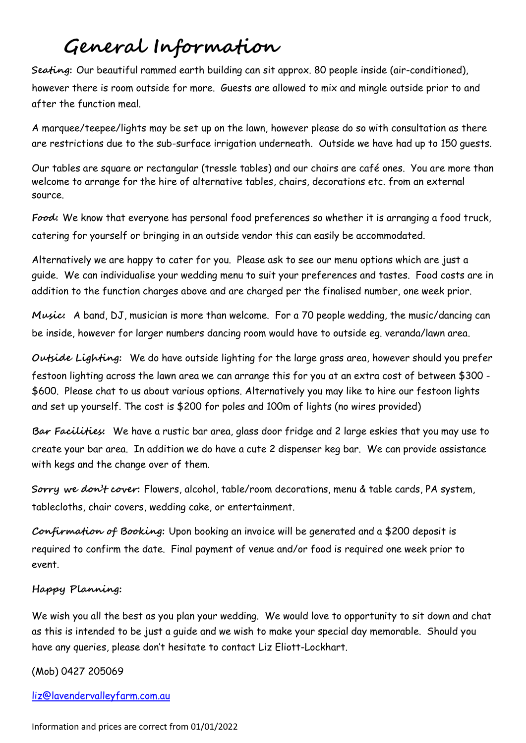# General Information

**Seating:** Our beautiful rammed earth building can sit approx. 80 people inside (air-conditioned), however there is room outside for more. Guests are allowed to mix and mingle outside prior to and after the function meal.

A marquee/teepee/lights may be set up on the lawn, however please do so with consultation as there are restrictions due to the sub-surface irrigation underneath. Outside we have had up to 150 guests.

Our tables are square or rectangular (tressle tables) and our chairs are café ones. You are more than welcome to arrange for the hire of alternative tables, chairs, decorations etc. from an external source.

**Food:** We know that everyone has personal food preferences so whether it is arranging a food truck, catering for yourself or bringing in an outside vendor this can easily be accommodated.

Alternatively we are happy to cater for you. Please ask to see our menu options which are just a guide. We can individualise your wedding menu to suit your preferences and tastes. Food costs are in addition to the function charges above and are charged per the finalised number, one week prior.

**Music:** A band, DJ, musician is more than welcome. For a 70 people wedding, the music/dancing can be inside, however for larger numbers dancing room would have to outside eg. veranda/lawn area.

**Outside Lighting:** We do have outside lighting for the large grass area, however should you prefer festoon lighting across the lawn area we can arrange this for you at an extra cost of between $300 - $600. Please chat to us about various options. Alternatively you may like to hire our festoon lights and set up yourself. The cost is $200 for poles and 100m of lights (no wires provided)

**Bar Facilities:** We have a rustic bar area, glass door fridge and 2 large eskies that you may use to create your bar area. In addition we do have a cute 2 dispenser keg bar. We can provide assistance with kegs and the change over of them.

**Sorry we don't cover:** Flowers, alcohol, table/room decorations, menu & table cards, PA system, tablecloths, chair covers, wedding cake, or entertainment.

**Confirmation of Booking:** Upon booking an invoice will be generated and a $200 deposit is required to confirm the date. Final payment of venue and/or food is required one week prior to event.

**Happy Planning:**

We wish you all the best as you plan your wedding. We would love to opportunity to sit down and chat as this is intended to be just a guide and we wish to make your special day memorable. Should you have any queries, please don't hesitate to contact Liz Eliott-Lockhart.

(Mob) 0427 205069

liz@lavendervalleyfarm.com.au

Information and prices are correct from 01/01/2022